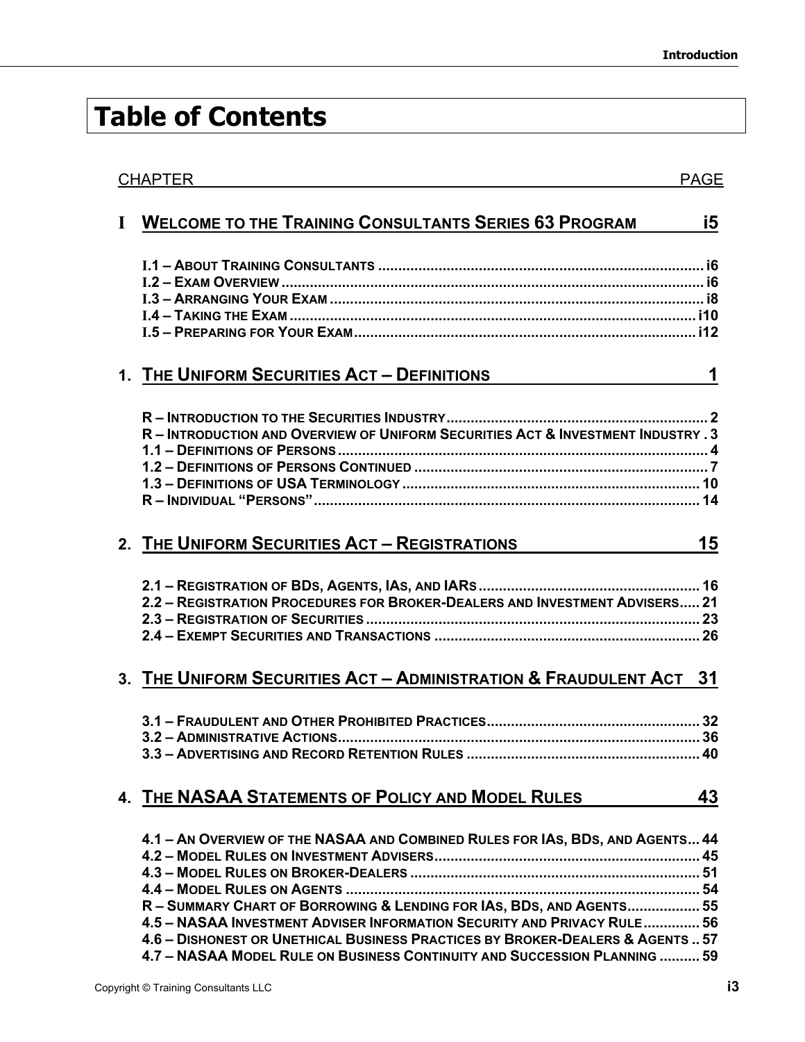# Table of Contents

| CHAPTER | PAGE |
|---|---|
| **I WELCOME TO THE TRAINING CONSULTANTS SERIES 63 PROGRAM** | **i5** |
| I.1 – ABOUT TRAINING CONSULTANTS | i6 |
| I.2 – EXAM OVERVIEW | i6 |
| I.3 – ARRANGING YOUR EXAM | i8 |
| I.4 – TAKING THE EXAM | i10 |
| I.5 – PREPARING FOR YOUR EXAM | i12 |
| **1. THE UNIFORM SECURITIES ACT – DEFINITIONS** | **1** |
| R – INTRODUCTION TO THE SECURITIES INDUSTRY | 2 |
| R – INTRODUCTION AND OVERVIEW OF UNIFORM SECURITIES ACT & INVESTMENT INDUSTRY | 3 |
| 1.1 – DEFINITIONS OF PERSONS | 4 |
| 1.2 – DEFINITIONS OF PERSONS CONTINUED | 7 |
| 1.3 – DEFINITIONS OF USA TERMINOLOGY | 10 |
| R – INDIVIDUAL "PERSONS" | 14 |
| **2. THE UNIFORM SECURITIES ACT – REGISTRATIONS** | **15** |
| 2.1 – REGISTRATION OF BDS, AGENTS, IAS, AND IARS | 16 |
| 2.2 – REGISTRATION PROCEDURES FOR BROKER-DEALERS AND INVESTMENT ADVISERS | 21 |
| 2.3 – REGISTRATION OF SECURITIES | 23 |
| 2.4 – EXEMPT SECURITIES AND TRANSACTIONS | 26 |
| **3. THE UNIFORM SECURITIES ACT – ADMINISTRATION & FRAUDULENT ACT** | **31** |
| 3.1 – FRAUDULENT AND OTHER PROHIBITED PRACTICES | 32 |
| 3.2 – ADMINISTRATIVE ACTIONS | 36 |
| 3.3 – ADVERTISING AND RECORD RETENTION RULES | 40 |
| **4. THE NASAA STATEMENTS OF POLICY AND MODEL RULES** | **43** |
| 4.1 – AN OVERVIEW OF THE NASAA AND COMBINED RULES FOR IAS, BDS, AND AGENTS | 44 |
| 4.2 – MODEL RULES ON INVESTMENT ADVISERS | 45 |
| 4.3 – MODEL RULES ON BROKER-DEALERS | 51 |
| 4.4 – MODEL RULES ON AGENTS | 54 |
| R – SUMMARY CHART OF BORROWING & LENDING FOR IAS, BDS, AND AGENTS | 55 |
| 4.5 – NASAA INVESTMENT ADVISER INFORMATION SECURITY AND PRIVACY RULE | 56 |
| 4.6 – DISHONEST OR UNETHICAL BUSINESS PRACTICES BY BROKER-DEALERS & AGENTS | 57 |
| 4.7 – NASAA MODEL RULE ON BUSINESS CONTINUITY AND SUCCESSION PLANNING | 59 |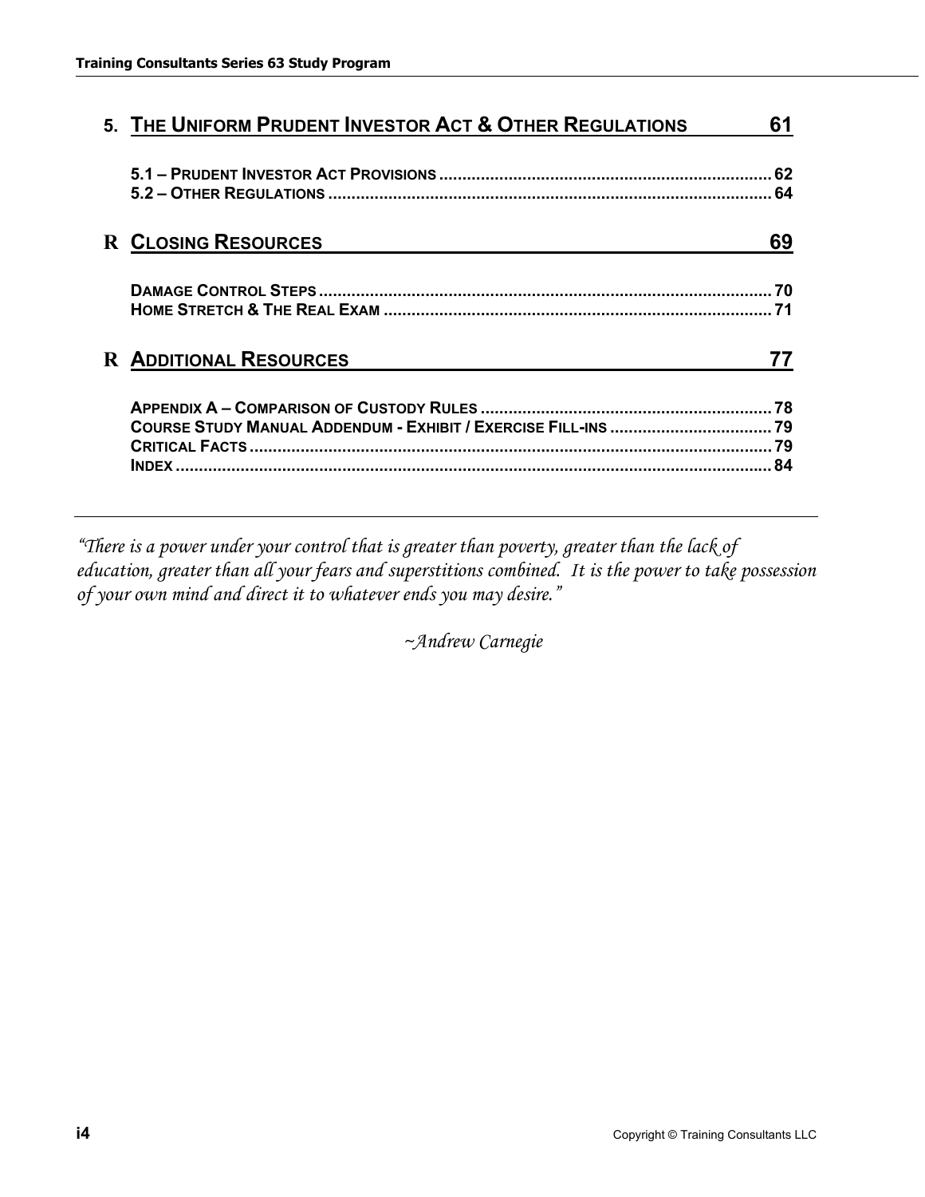## 5. THE UNIFORM PRUDENT INVESTOR ACT & OTHER REGULATIONS — 61

**5.1 – PRUDENT INVESTOR ACT PROVISIONS** .......... 62
**5.2 – OTHER REGULATIONS** .......... 64

## R CLOSING RESOURCES — 69

**DAMAGE CONTROL STEPS** .......... 70
**HOME STRETCH & THE REAL EXAM** .......... 71

## R ADDITIONAL RESOURCES — 77

**APPENDIX A – COMPARISON OF CUSTODY RULES** .......... 78
**COURSE STUDY MANUAL ADDENDUM - EXHIBIT / EXERCISE FILL-INS** .......... 79
**CRITICAL FACTS** .......... 79
**INDEX** .......... 84

---

*"There is a power under your control that is greater than poverty, greater than the lack of education, greater than all your fears and superstitions combined. It is the power to take possession of your own mind and direct it to whatever ends you may desire."*

*~Andrew Carnegie*